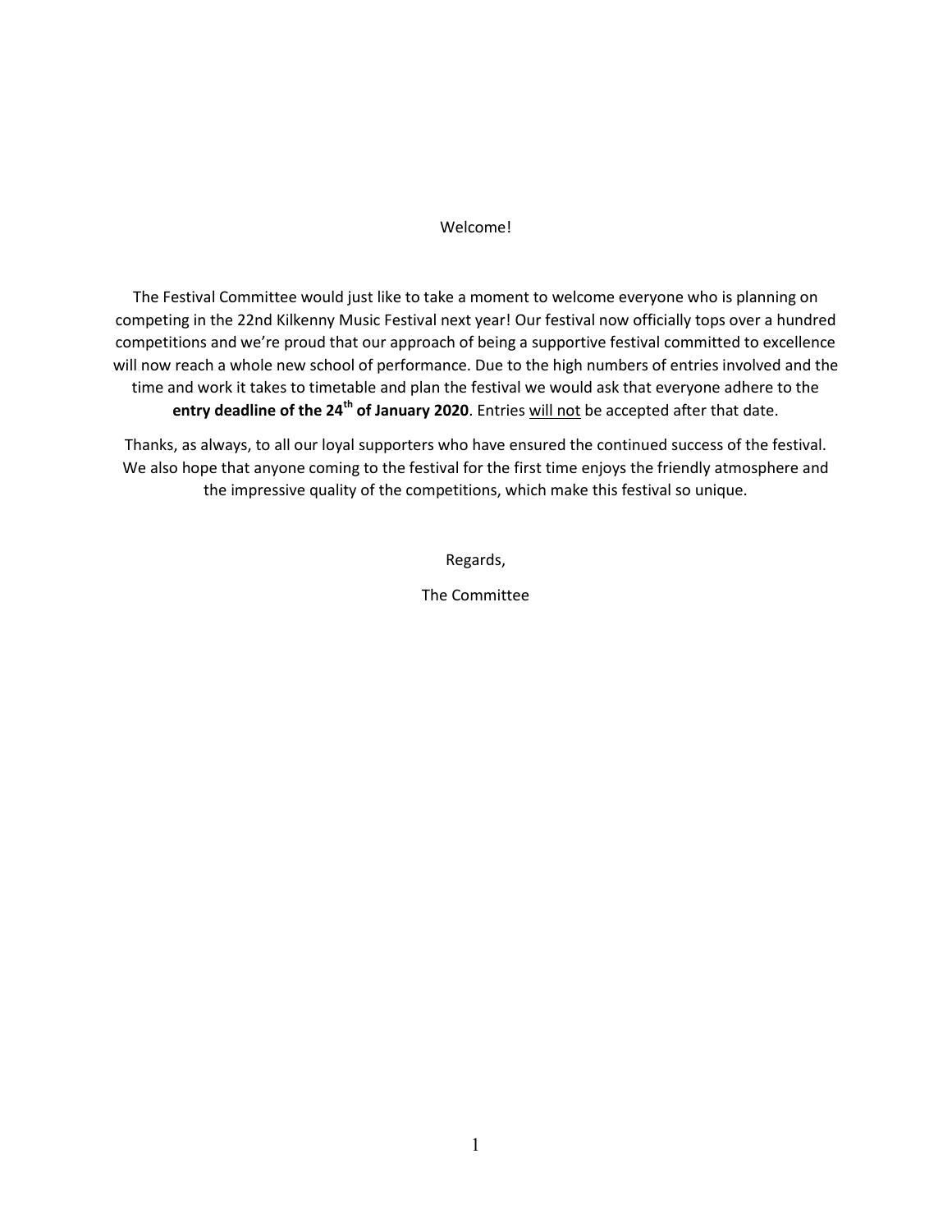Welcome!

The Festival Committee would just like to take a moment to welcome everyone who is planning on competing in the 22nd Kilkenny Music Festival next year! Our festival now officially tops over a hundred competitions and we're proud that our approach of being a supportive festival committed to excellence will now reach a whole new school of performance. Due to the high numbers of entries involved and the time and work it takes to timetable and plan the festival we would ask that everyone adhere to the **entry deadline of the 24th of January 2020**. Entries <u>will not</u> be accepted after that date.

Thanks, as always, to all our loyal supporters who have ensured the continued success of the festival. We also hope that anyone coming to the festival for the first time enjoys the friendly atmosphere and the impressive quality of the competitions, which make this festival so unique.

Regards,

The Committee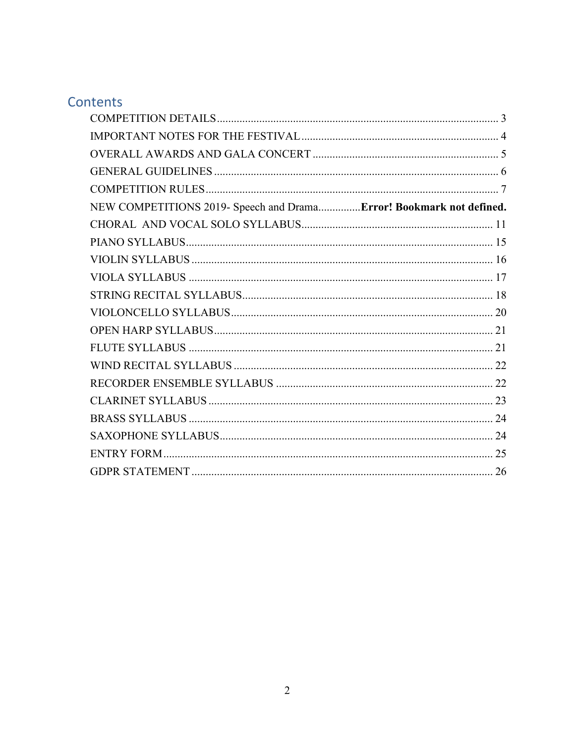# Contents

COMPETITION DETAILS .......... 3
IMPORTANT NOTES FOR THE FESTIVAL .......... 4
OVERALL AWARDS AND GALA CONCERT .......... 5
GENERAL GUIDELINES .......... 6
COMPETITION RULES .......... 7
NEW COMPETITIONS 2019- Speech and Drama .......... **Error! Bookmark not defined.**
CHORAL AND VOCAL SOLO SYLLABUS .......... 11
PIANO SYLLABUS .......... 15
VIOLIN SYLLABUS .......... 16
VIOLA SYLLABUS .......... 17
STRING RECITAL SYLLABUS .......... 18
VIOLONCELLO SYLLABUS .......... 20
OPEN HARP SYLLABUS .......... 21
FLUTE SYLLABUS .......... 21
WIND RECITAL SYLLABUS .......... 22
RECORDER ENSEMBLE SYLLABUS .......... 22
CLARINET SYLLABUS .......... 23
BRASS SYLLABUS .......... 24
SAXOPHONE SYLLABUS .......... 24
ENTRY FORM .......... 25
GDPR STATEMENT .......... 26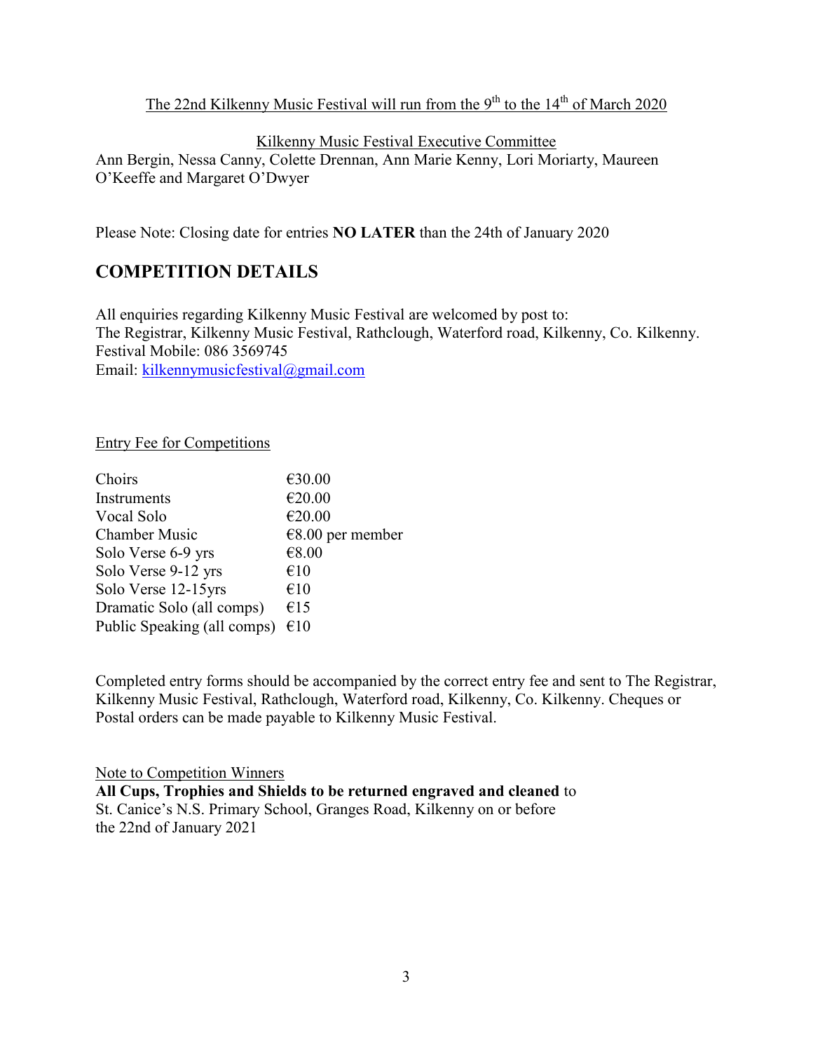The 22nd Kilkenny Music Festival will run from the 9th to the 14th of March 2020

Kilkenny Music Festival Executive Committee

Ann Bergin, Nessa Canny, Colette Drennan, Ann Marie Kenny, Lori Moriarty, Maureen O'Keeffe and Margaret O'Dwyer

Please Note: Closing date for entries **NO LATER** than the 24th of January 2020

## COMPETITION DETAILS

All enquiries regarding Kilkenny Music Festival are welcomed by post to:
The Registrar, Kilkenny Music Festival, Rathclough, Waterford road, Kilkenny, Co. Kilkenny.
Festival Mobile: 086 3569745
Email: kilkennymusicfestival@gmail.com

Entry Fee for Competitions

| | |
|---|---|
| Choirs | €30.00 |
| Instruments | €20.00 |
| Vocal Solo | €20.00 |
| Chamber Music | €8.00 per member |
| Solo Verse 6-9 yrs | €8.00 |
| Solo Verse 9-12 yrs | €10 |
| Solo Verse 12-15yrs | €10 |
| Dramatic Solo (all comps) | €15 |
| Public Speaking (all comps) | €10 |

Completed entry forms should be accompanied by the correct entry fee and sent to The Registrar, Kilkenny Music Festival, Rathclough, Waterford road, Kilkenny, Co. Kilkenny. Cheques or Postal orders can be made payable to Kilkenny Music Festival.

Note to Competition Winners

**All Cups, Trophies and Shields to be returned engraved and cleaned** to St. Canice's N.S. Primary School, Granges Road, Kilkenny on or before the 22nd of January 2021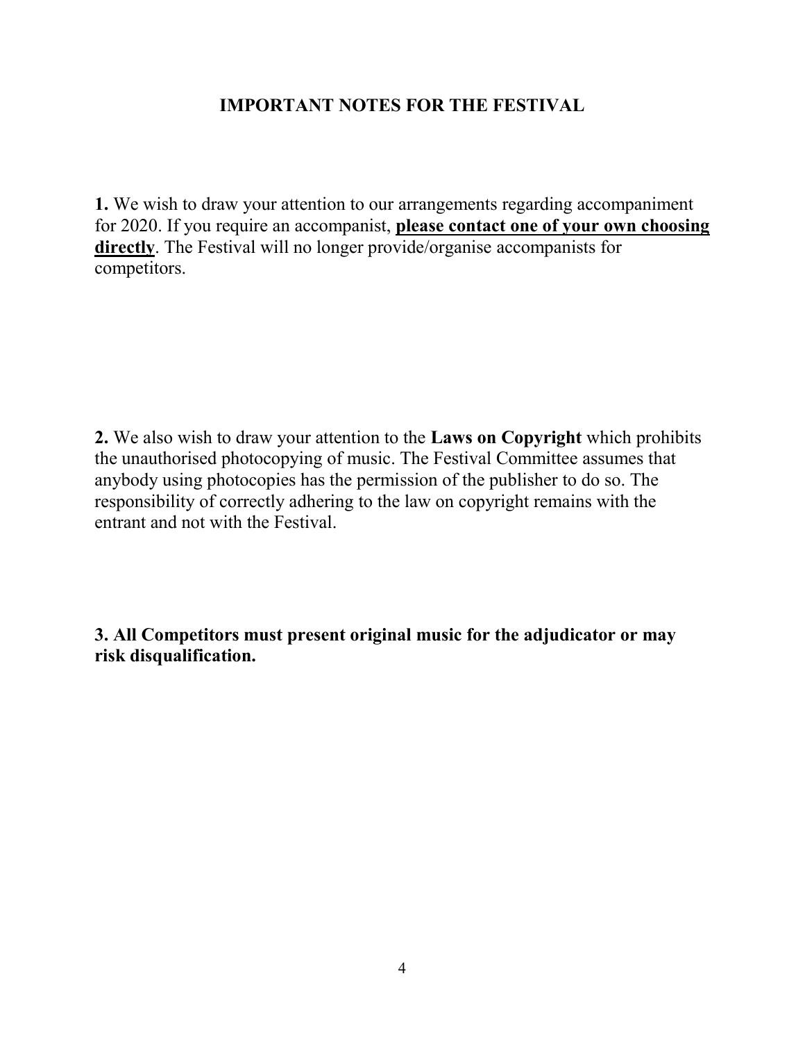## IMPORTANT NOTES FOR THE FESTIVAL

**1.** We wish to draw your attention to our arrangements regarding accompaniment for 2020. If you require an accompanist, **please contact one of your own choosing directly**. The Festival will no longer provide/organise accompanists for competitors.

**2.** We also wish to draw your attention to the **Laws on Copyright** which prohibits the unauthorised photocopying of music. The Festival Committee assumes that anybody using photocopies has the permission of the publisher to do so. The responsibility of correctly adhering to the law on copyright remains with the entrant and not with the Festival.

**3. All Competitors must present original music for the adjudicator or may risk disqualification.**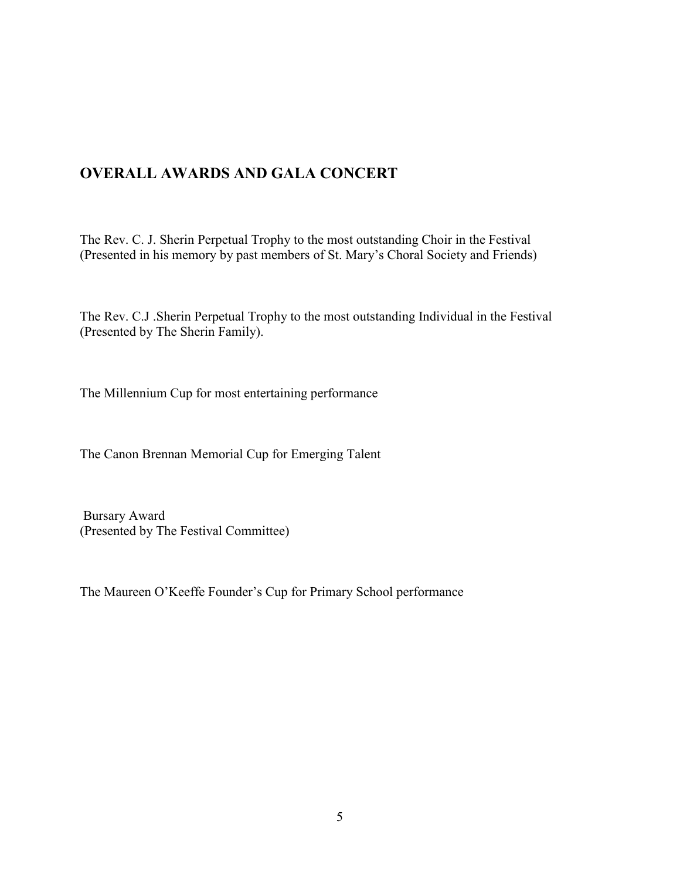## OVERALL AWARDS AND GALA CONCERT

The Rev. C. J. Sherin Perpetual Trophy to the most outstanding Choir in the Festival
(Presented in his memory by past members of St. Mary's Choral Society and Friends)

The Rev. C.J .Sherin Perpetual Trophy to the most outstanding Individual in the Festival
(Presented by The Sherin Family).

The Millennium Cup for most entertaining performance

The Canon Brennan Memorial Cup for Emerging Talent

Bursary Award
(Presented by The Festival Committee)

The Maureen O'Keeffe Founder's Cup for Primary School performance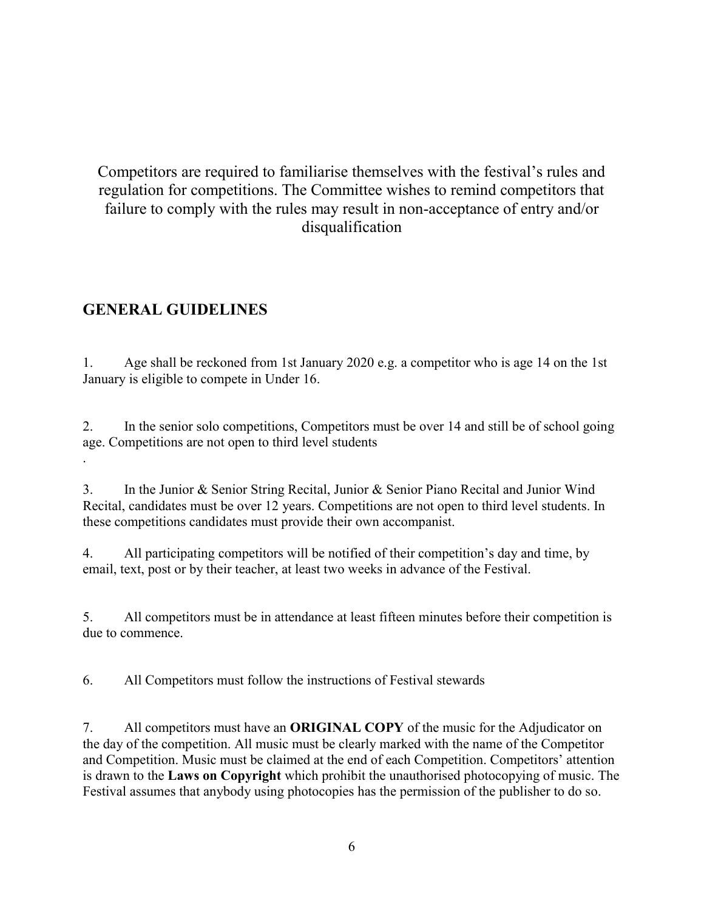Competitors are required to familiarise themselves with the festival's rules and regulation for competitions. The Committee wishes to remind competitors that failure to comply with the rules may result in non-acceptance of entry and/or disqualification

## GENERAL GUIDELINES

1. Age shall be reckoned from 1st January 2020 e.g. a competitor who is age 14 on the 1st January is eligible to compete in Under 16.

2. In the senior solo competitions, Competitors must be over 14 and still be of school going age. Competitions are not open to third level students
.

3. In the Junior & Senior String Recital, Junior & Senior Piano Recital and Junior Wind Recital, candidates must be over 12 years. Competitions are not open to third level students. In these competitions candidates must provide their own accompanist.

4. All participating competitors will be notified of their competition's day and time, by email, text, post or by their teacher, at least two weeks in advance of the Festival.

5. All competitors must be in attendance at least fifteen minutes before their competition is due to commence.

6. All Competitors must follow the instructions of Festival stewards

7. All competitors must have an **ORIGINAL COPY** of the music for the Adjudicator on the day of the competition. All music must be clearly marked with the name of the Competitor and Competition. Music must be claimed at the end of each Competition. Competitors' attention is drawn to the **Laws on Copyright** which prohibit the unauthorised photocopying of music. The Festival assumes that anybody using photocopies has the permission of the publisher to do so.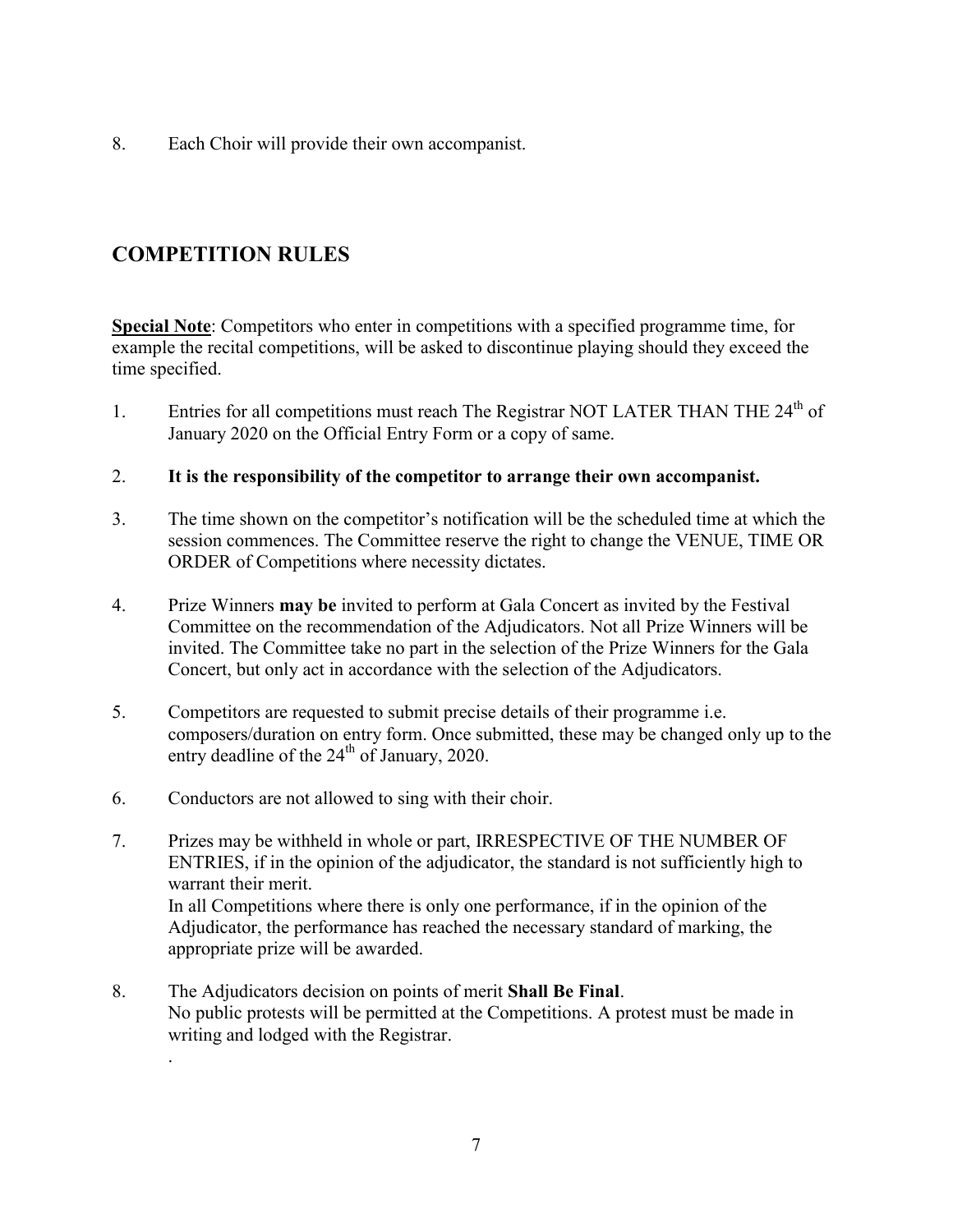8. Each Choir will provide their own accompanist.

## COMPETITION RULES

**<u>Special Note</u>**: Competitors who enter in competitions with a specified programme time, for example the recital competitions, will be asked to discontinue playing should they exceed the time specified.

1. Entries for all competitions must reach The Registrar NOT LATER THAN THE 24th of January 2020 on the Official Entry Form or a copy of same.

2. **It is the responsibility of the competitor to arrange their own accompanist.**

3. The time shown on the competitor's notification will be the scheduled time at which the session commences. The Committee reserve the right to change the VENUE, TIME OR ORDER of Competitions where necessity dictates.

4. Prize Winners **may be** invited to perform at Gala Concert as invited by the Festival Committee on the recommendation of the Adjudicators. Not all Prize Winners will be invited. The Committee take no part in the selection of the Prize Winners for the Gala Concert, but only act in accordance with the selection of the Adjudicators.

5. Competitors are requested to submit precise details of their programme i.e. composers/duration on entry form. Once submitted, these may be changed only up to the entry deadline of the 24th of January, 2020.

6. Conductors are not allowed to sing with their choir.

7. Prizes may be withheld in whole or part, IRRESPECTIVE OF THE NUMBER OF ENTRIES, if in the opinion of the adjudicator, the standard is not sufficiently high to warrant their merit.
   In all Competitions where there is only one performance, if in the opinion of the Adjudicator, the performance has reached the necessary standard of marking, the appropriate prize will be awarded.

8. The Adjudicators decision on points of merit **Shall Be Final**.
   No public protests will be permitted at the Competitions. A protest must be made in writing and lodged with the Registrar.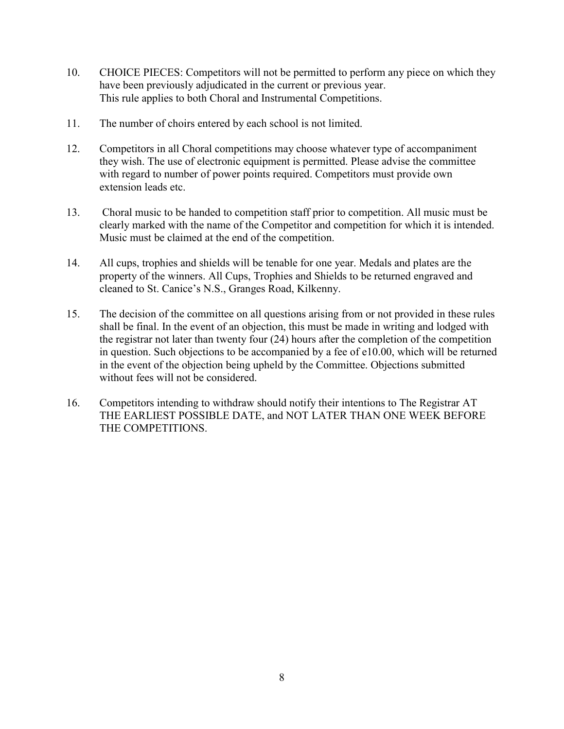10. CHOICE PIECES: Competitors will not be permitted to perform any piece on which they have been previously adjudicated in the current or previous year.
    This rule applies to both Choral and Instrumental Competitions.

11. The number of choirs entered by each school is not limited.

12. Competitors in all Choral competitions may choose whatever type of accompaniment they wish. The use of electronic equipment is permitted. Please advise the committee with regard to number of power points required. Competitors must provide own extension leads etc.

13. Choral music to be handed to competition staff prior to competition. All music must be clearly marked with the name of the Competitor and competition for which it is intended. Music must be claimed at the end of the competition.

14. All cups, trophies and shields will be tenable for one year. Medals and plates are the property of the winners. All Cups, Trophies and Shields to be returned engraved and cleaned to St. Canice's N.S., Granges Road, Kilkenny.

15. The decision of the committee on all questions arising from or not provided in these rules shall be final. In the event of an objection, this must be made in writing and lodged with the registrar not later than twenty four (24) hours after the completion of the competition in question. Such objections to be accompanied by a fee of e10.00, which will be returned in the event of the objection being upheld by the Committee. Objections submitted without fees will not be considered.

16. Competitors intending to withdraw should notify their intentions to The Registrar AT THE EARLIEST POSSIBLE DATE, and NOT LATER THAN ONE WEEK BEFORE THE COMPETITIONS.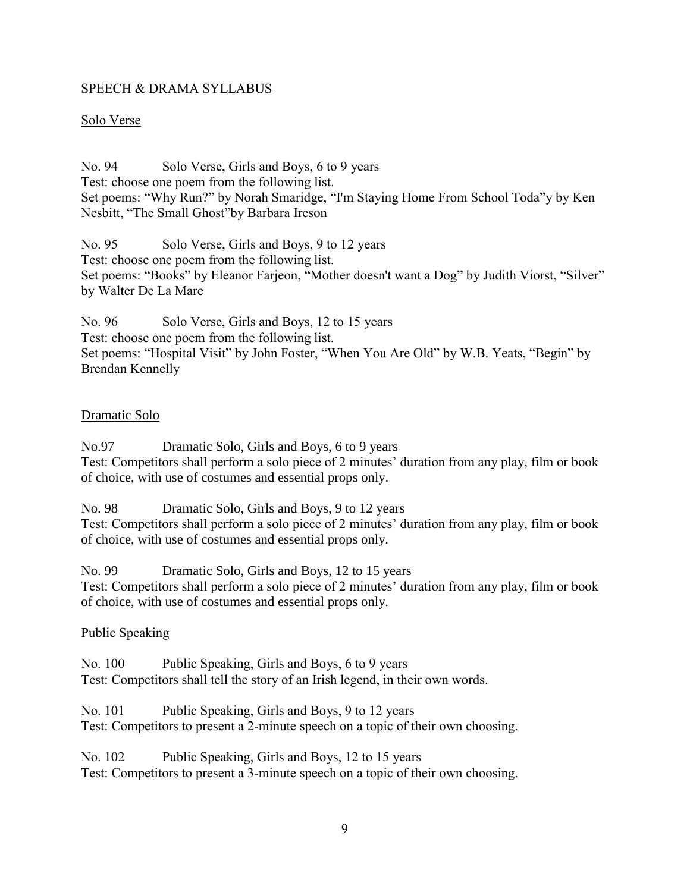## SPEECH & DRAMA SYLLABUS

### Solo Verse

No. 94 Solo Verse, Girls and Boys, 6 to 9 years
Test: choose one poem from the following list.
Set poems: "Why Run?" by Norah Smaridge, "I'm Staying Home From School Toda"y by Ken Nesbitt, "The Small Ghost"by Barbara Ireson

No. 95 Solo Verse, Girls and Boys, 9 to 12 years
Test: choose one poem from the following list.
Set poems: "Books" by Eleanor Farjeon, "Mother doesn't want a Dog" by Judith Viorst, "Silver" by Walter De La Mare

No. 96 Solo Verse, Girls and Boys, 12 to 15 years
Test: choose one poem from the following list.
Set poems: "Hospital Visit" by John Foster, "When You Are Old" by W.B. Yeats, "Begin" by Brendan Kennelly

### Dramatic Solo

No.97 Dramatic Solo, Girls and Boys, 6 to 9 years
Test: Competitors shall perform a solo piece of 2 minutes' duration from any play, film or book of choice, with use of costumes and essential props only.

No. 98 Dramatic Solo, Girls and Boys, 9 to 12 years
Test: Competitors shall perform a solo piece of 2 minutes' duration from any play, film or book of choice, with use of costumes and essential props only.

No. 99 Dramatic Solo, Girls and Boys, 12 to 15 years
Test: Competitors shall perform a solo piece of 2 minutes' duration from any play, film or book of choice, with use of costumes and essential props only.

### Public Speaking

No. 100 Public Speaking, Girls and Boys, 6 to 9 years
Test: Competitors shall tell the story of an Irish legend, in their own words.

No. 101 Public Speaking, Girls and Boys, 9 to 12 years
Test: Competitors to present a 2-minute speech on a topic of their own choosing.

No. 102 Public Speaking, Girls and Boys, 12 to 15 years
Test: Competitors to present a 3-minute speech on a topic of their own choosing.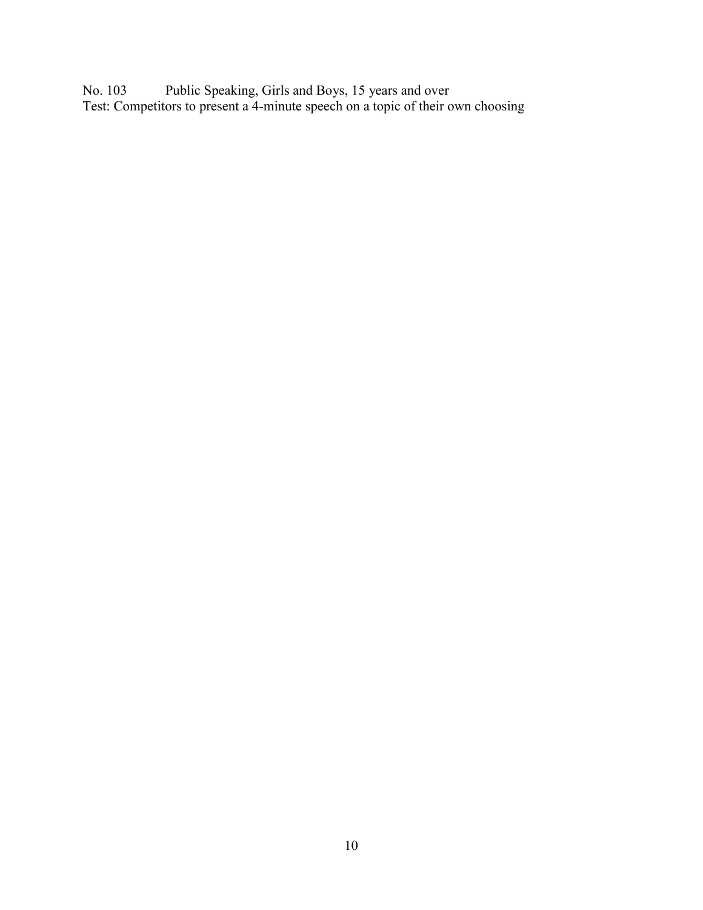No. 103 Public Speaking, Girls and Boys, 15 years and over

Test: Competitors to present a 4-minute speech on a topic of their own choosing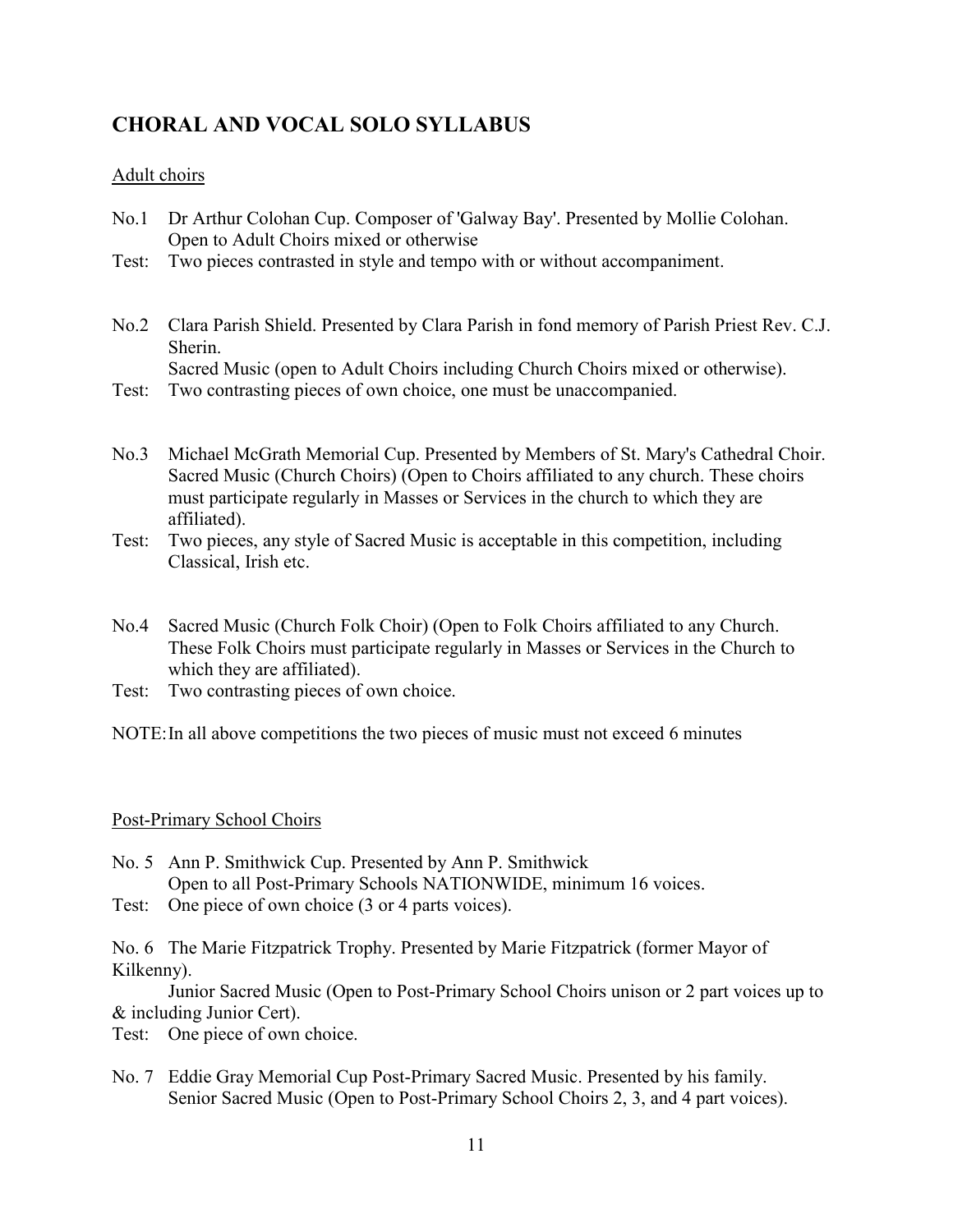## CHORAL AND VOCAL SOLO SYLLABUS

Adult choirs

No.1 Dr Arthur Colohan Cup. Composer of 'Galway Bay'. Presented by Mollie Colohan. Open to Adult Choirs mixed or otherwise

Test: Two pieces contrasted in style and tempo with or without accompaniment.

No.2 Clara Parish Shield. Presented by Clara Parish in fond memory of Parish Priest Rev. C.J. Sherin.
Sacred Music (open to Adult Choirs including Church Choirs mixed or otherwise).

Test: Two contrasting pieces of own choice, one must be unaccompanied.

No.3 Michael McGrath Memorial Cup. Presented by Members of St. Mary's Cathedral Choir. Sacred Music (Church Choirs) (Open to Choirs affiliated to any church. These choirs must participate regularly in Masses or Services in the church to which they are affiliated).

Test: Two pieces, any style of Sacred Music is acceptable in this competition, including Classical, Irish etc.

No.4 Sacred Music (Church Folk Choir) (Open to Folk Choirs affiliated to any Church. These Folk Choirs must participate regularly in Masses or Services in the Church to which they are affiliated).

Test: Two contrasting pieces of own choice.

NOTE: In all above competitions the two pieces of music must not exceed 6 minutes

Post-Primary School Choirs

No. 5 Ann P. Smithwick Cup. Presented by Ann P. Smithwick
Open to all Post-Primary Schools NATIONWIDE, minimum 16 voices.

Test: One piece of own choice (3 or 4 parts voices).

No. 6 The Marie Fitzpatrick Trophy. Presented by Marie Fitzpatrick (former Mayor of Kilkenny).
Junior Sacred Music (Open to Post-Primary School Choirs unison or 2 part voices up to & including Junior Cert).

Test: One piece of own choice.

No. 7 Eddie Gray Memorial Cup Post-Primary Sacred Music. Presented by his family.
Senior Sacred Music (Open to Post-Primary School Choirs 2, 3, and 4 part voices).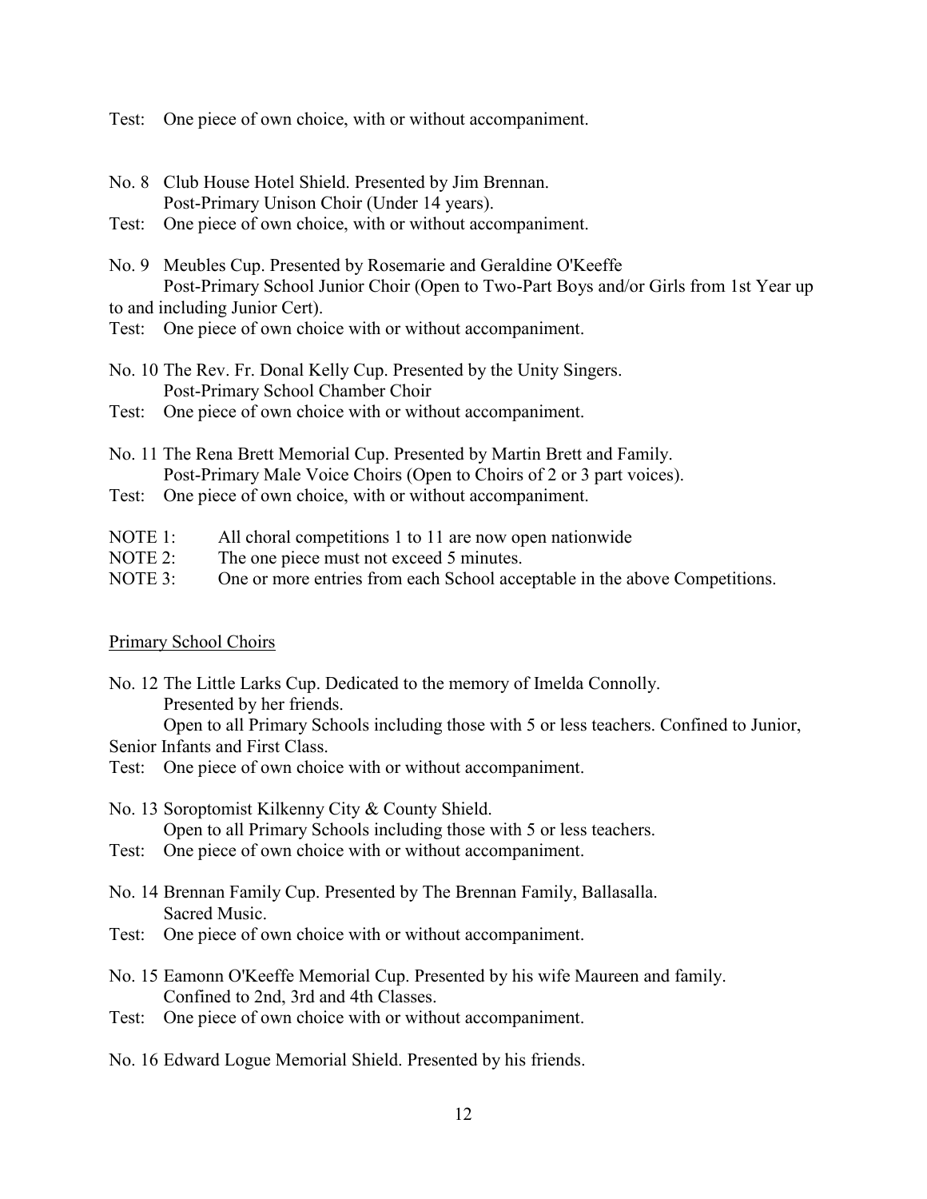Test: One piece of own choice, with or without accompaniment.

No. 8 Club House Hotel Shield. Presented by Jim Brennan.
Post-Primary Unison Choir (Under 14 years).

Test: One piece of own choice, with or without accompaniment.

No. 9 Meubles Cup. Presented by Rosemarie and Geraldine O'Keeffe
Post-Primary School Junior Choir (Open to Two-Part Boys and/or Girls from 1st Year up to and including Junior Cert).

Test: One piece of own choice with or without accompaniment.

No. 10 The Rev. Fr. Donal Kelly Cup. Presented by the Unity Singers.
Post-Primary School Chamber Choir

Test: One piece of own choice with or without accompaniment.

No. 11 The Rena Brett Memorial Cup. Presented by Martin Brett and Family.
Post-Primary Male Voice Choirs (Open to Choirs of 2 or 3 part voices).

Test: One piece of own choice, with or without accompaniment.

NOTE 1: All choral competitions 1 to 11 are now open nationwide
NOTE 2: The one piece must not exceed 5 minutes.
NOTE 3: One or more entries from each School acceptable in the above Competitions.

## Primary School Choirs

No. 12 The Little Larks Cup. Dedicated to the memory of Imelda Connolly.
Presented by her friends.
Open to all Primary Schools including those with 5 or less teachers. Confined to Junior, Senior Infants and First Class.

Test: One piece of own choice with or without accompaniment.

No. 13 Soroptomist Kilkenny City & County Shield.
Open to all Primary Schools including those with 5 or less teachers.

Test: One piece of own choice with or without accompaniment.

No. 14 Brennan Family Cup. Presented by The Brennan Family, Ballasalla.
Sacred Music.

Test: One piece of own choice with or without accompaniment.

No. 15 Eamonn O'Keeffe Memorial Cup. Presented by his wife Maureen and family.
Confined to 2nd, 3rd and 4th Classes.

Test: One piece of own choice with or without accompaniment.

No. 16 Edward Logue Memorial Shield. Presented by his friends.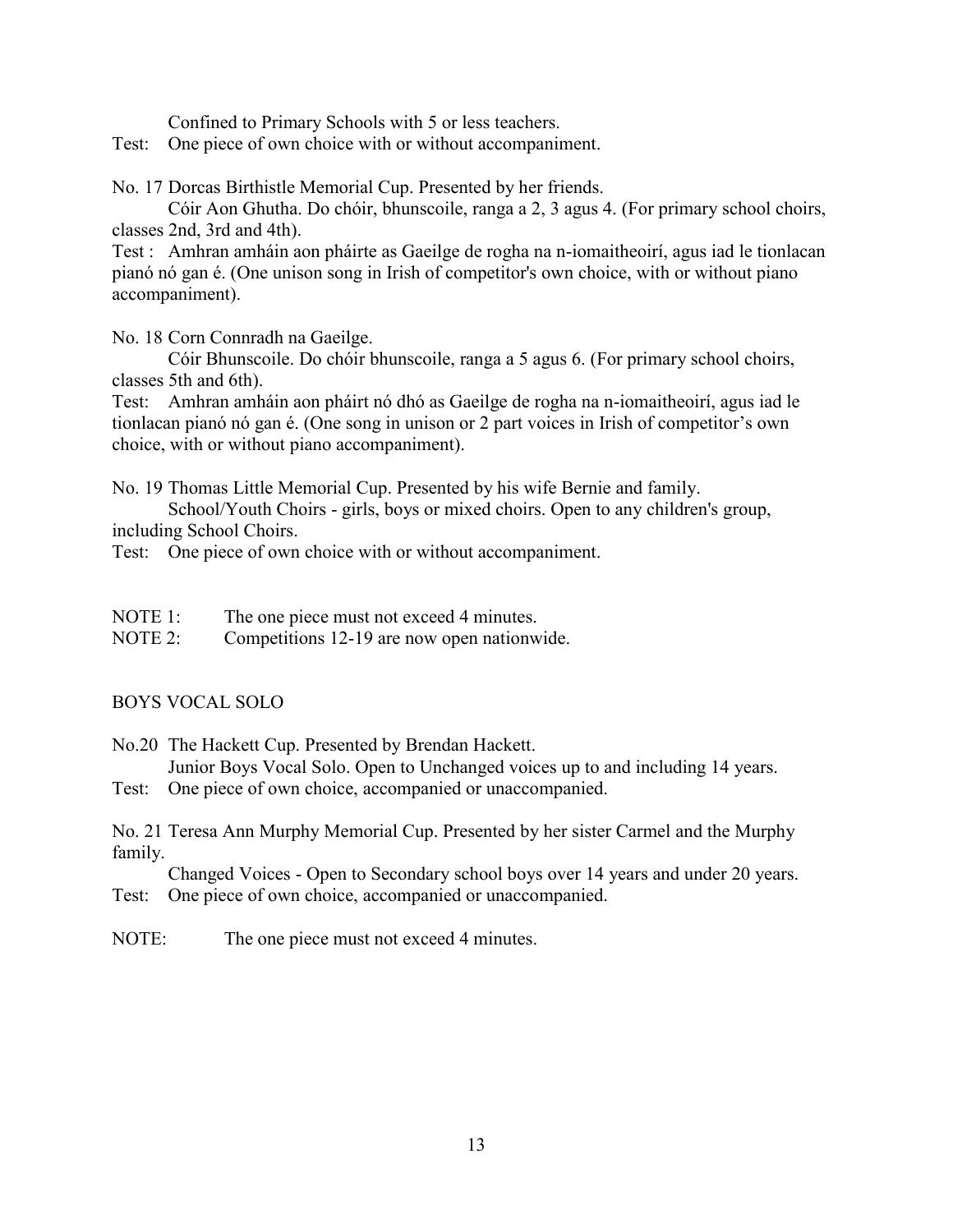Confined to Primary Schools with 5 or less teachers.

Test: One piece of own choice with or without accompaniment.

No. 17 Dorcas Birthistle Memorial Cup. Presented by her friends.

Cóir Aon Ghutha. Do chóir, bhunscoile, ranga a 2, 3 agus 4. (For primary school choirs, classes 2nd, 3rd and 4th).

Test : Amhran amháin aon pháirte as Gaeilge de rogha na n-iomaitheoirí, agus iad le tionlacan pianó nó gan é. (One unison song in Irish of competitor's own choice, with or without piano accompaniment).

No. 18 Corn Connradh na Gaeilge.

Cóir Bhunscoile. Do chóir bhunscoile, ranga a 5 agus 6. (For primary school choirs, classes 5th and 6th).

Test: Amhran amháin aon pháirt nó dhó as Gaeilge de rogha na n-iomaitheoirí, agus iad le tionlacan pianó nó gan é. (One song in unison or 2 part voices in Irish of competitor's own choice, with or without piano accompaniment).

No. 19 Thomas Little Memorial Cup. Presented by his wife Bernie and family.

School/Youth Choirs - girls, boys or mixed choirs. Open to any children's group, including School Choirs.

Test: One piece of own choice with or without accompaniment.

NOTE 1: The one piece must not exceed 4 minutes.

NOTE 2: Competitions 12-19 are now open nationwide.

## BOYS VOCAL SOLO

No.20 The Hackett Cup. Presented by Brendan Hackett.

Junior Boys Vocal Solo. Open to Unchanged voices up to and including 14 years.

Test: One piece of own choice, accompanied or unaccompanied.

No. 21 Teresa Ann Murphy Memorial Cup. Presented by her sister Carmel and the Murphy family.

Changed Voices - Open to Secondary school boys over 14 years and under 20 years.

Test: One piece of own choice, accompanied or unaccompanied.

NOTE: The one piece must not exceed 4 minutes.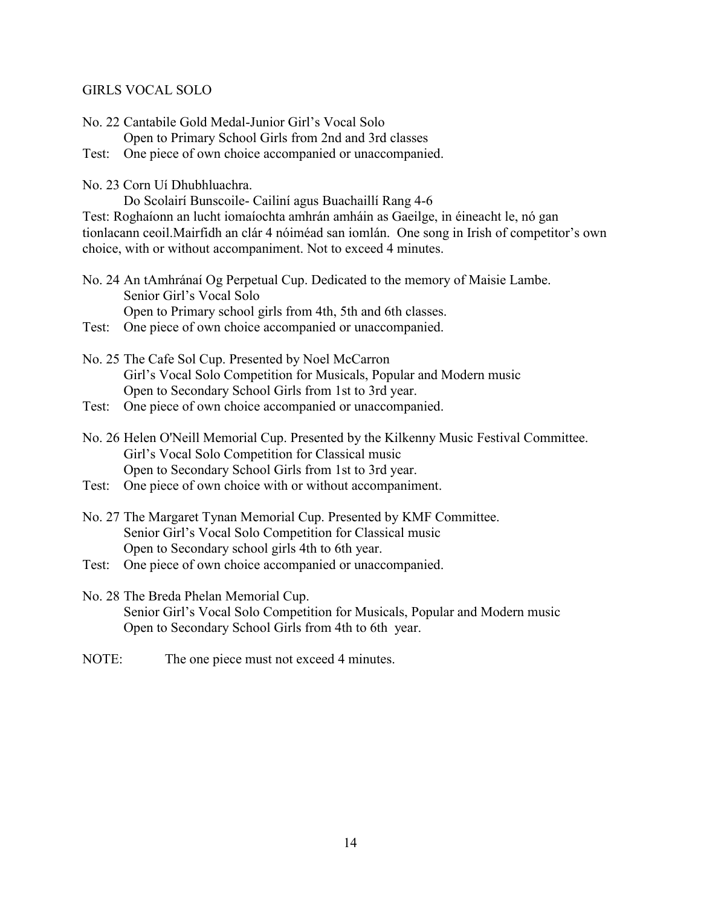## GIRLS VOCAL SOLO

No. 22 Cantabile Gold Medal-Junior Girl's Vocal Solo
Open to Primary School Girls from 2nd and 3rd classes
Test: One piece of own choice accompanied or unaccompanied.

No. 23 Corn Uí Dhubhluachra.
Do Scolairí Bunscoile- Cailiní agus Buachaillí Rang 4-6
Test: Roghaíonn an lucht iomaíochta amhrán amháin as Gaeilge, in éineacht le, nó gan tionlacann ceoil.Mairfidh an clár 4 nóiméad san iomlán. One song in Irish of competitor's own choice, with or without accompaniment. Not to exceed 4 minutes.

No. 24 An tAmhránaí Og Perpetual Cup. Dedicated to the memory of Maisie Lambe.
Senior Girl's Vocal Solo
Open to Primary school girls from 4th, 5th and 6th classes.
Test: One piece of own choice accompanied or unaccompanied.

No. 25 The Cafe Sol Cup. Presented by Noel McCarron
Girl's Vocal Solo Competition for Musicals, Popular and Modern music
Open to Secondary School Girls from 1st to 3rd year.
Test: One piece of own choice accompanied or unaccompanied.

No. 26 Helen O'Neill Memorial Cup. Presented by the Kilkenny Music Festival Committee.
Girl's Vocal Solo Competition for Classical music
Open to Secondary School Girls from 1st to 3rd year.
Test: One piece of own choice with or without accompaniment.

No. 27 The Margaret Tynan Memorial Cup. Presented by KMF Committee.
Senior Girl's Vocal Solo Competition for Classical music
Open to Secondary school girls 4th to 6th year.
Test: One piece of own choice accompanied or unaccompanied.

No. 28 The Breda Phelan Memorial Cup.
Senior Girl's Vocal Solo Competition for Musicals, Popular and Modern music
Open to Secondary School Girls from 4th to 6th year.

NOTE: The one piece must not exceed 4 minutes.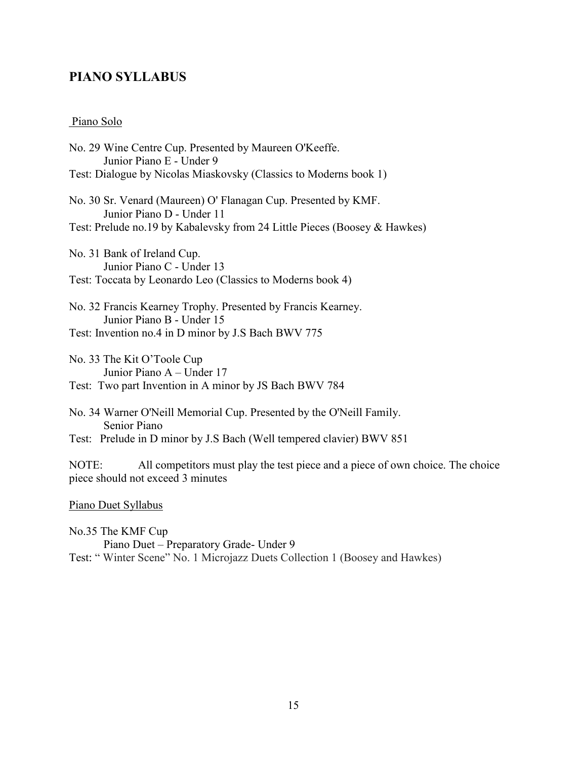## PIANO SYLLABUS

Piano Solo

No. 29 Wine Centre Cup. Presented by Maureen O'Keeffe.
Junior Piano E - Under 9
Test: Dialogue by Nicolas Miaskovsky (Classics to Moderns book 1)

No. 30 Sr. Venard (Maureen) O' Flanagan Cup. Presented by KMF.
Junior Piano D - Under 11
Test: Prelude no.19 by Kabalevsky from 24 Little Pieces (Boosey & Hawkes)

No. 31 Bank of Ireland Cup.
Junior Piano C - Under 13
Test: Toccata by Leonardo Leo (Classics to Moderns book 4)

No. 32 Francis Kearney Trophy. Presented by Francis Kearney.
Junior Piano B - Under 15
Test: Invention no.4 in D minor by J.S Bach BWV 775

No. 33 The Kit O'Toole Cup
Junior Piano A – Under 17
Test: Two part Invention in A minor by JS Bach BWV 784

No. 34 Warner O'Neill Memorial Cup. Presented by the O'Neill Family.
Senior Piano
Test: Prelude in D minor by J.S Bach (Well tempered clavier) BWV 851

NOTE: All competitors must play the test piece and a piece of own choice. The choice piece should not exceed 3 minutes

Piano Duet Syllabus

No.35 The KMF Cup
Piano Duet – Preparatory Grade- Under 9
Test: " Winter Scene" No. 1 Microjazz Duets Collection 1 (Boosey and Hawkes)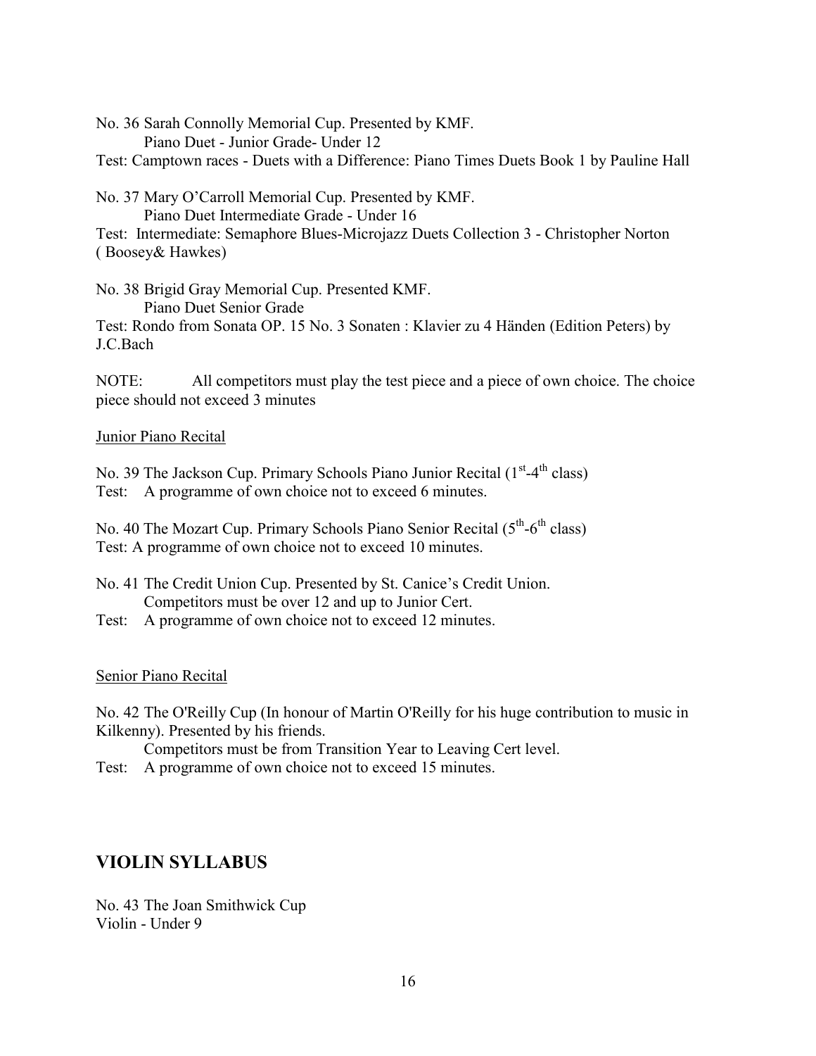No. 36 Sarah Connolly Memorial Cup. Presented by KMF.
Piano Duet - Junior Grade- Under 12
Test: Camptown races - Duets with a Difference: Piano Times Duets Book 1 by Pauline Hall

No. 37 Mary O'Carroll Memorial Cup. Presented by KMF.
Piano Duet Intermediate Grade - Under 16
Test: Intermediate: Semaphore Blues-Microjazz Duets Collection 3 - Christopher Norton ( Boosey& Hawkes)

No. 38 Brigid Gray Memorial Cup. Presented KMF.
Piano Duet Senior Grade
Test: Rondo from Sonata OP. 15 No. 3 Sonaten : Klavier zu 4 Händen (Edition Peters) by J.C.Bach

NOTE: All competitors must play the test piece and a piece of own choice. The choice piece should not exceed 3 minutes

Junior Piano Recital

No. 39 The Jackson Cup. Primary Schools Piano Junior Recital (1st-4th class)
Test: A programme of own choice not to exceed 6 minutes.

No. 40 The Mozart Cup. Primary Schools Piano Senior Recital (5th-6th class)
Test: A programme of own choice not to exceed 10 minutes.

No. 41 The Credit Union Cup. Presented by St. Canice's Credit Union.
Competitors must be over 12 and up to Junior Cert.
Test: A programme of own choice not to exceed 12 minutes.

Senior Piano Recital

No. 42 The O'Reilly Cup (In honour of Martin O'Reilly for his huge contribution to music in Kilkenny). Presented by his friends.
Competitors must be from Transition Year to Leaving Cert level.
Test: A programme of own choice not to exceed 15 minutes.

## VIOLIN SYLLABUS

No. 43 The Joan Smithwick Cup
Violin - Under 9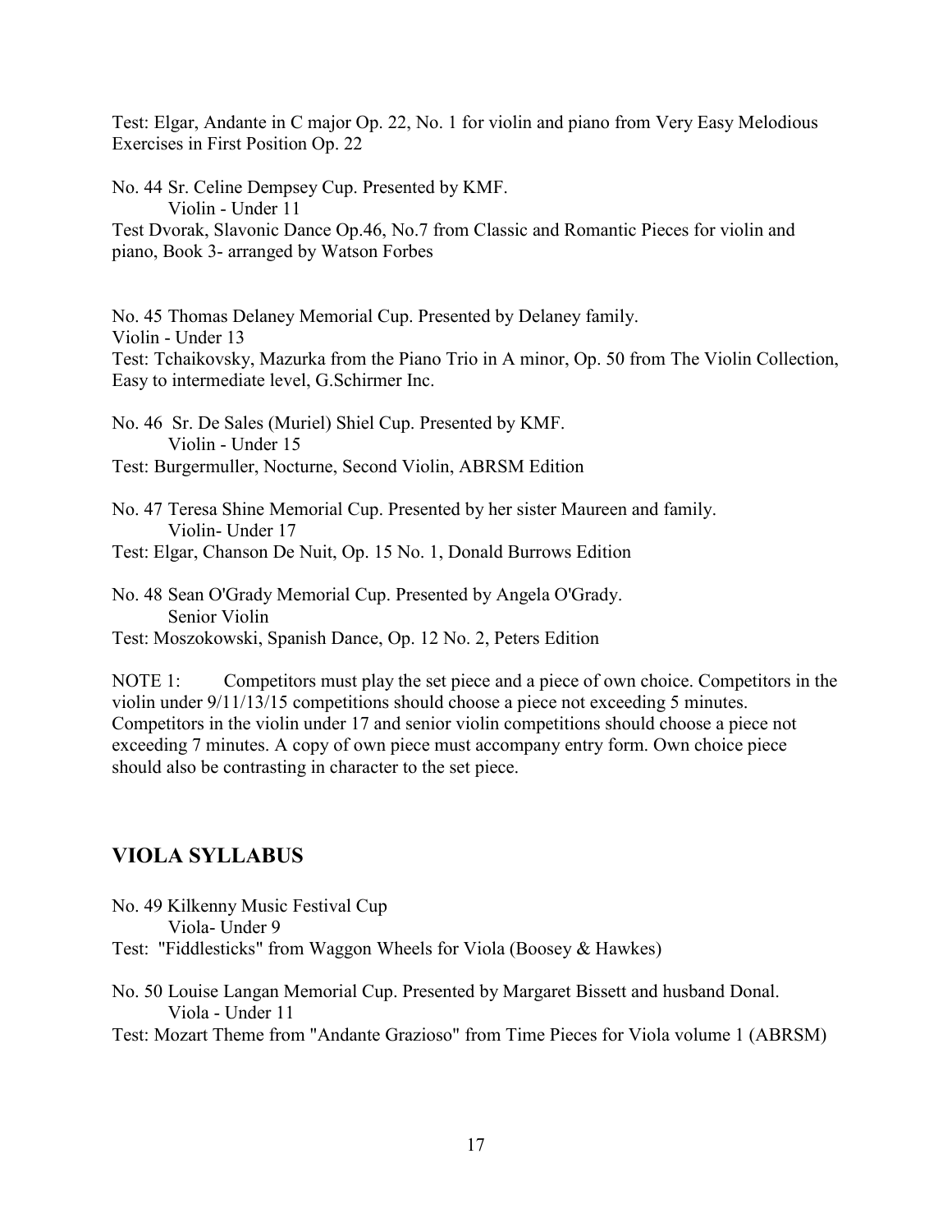Test: Elgar, Andante in C major Op. 22, No. 1 for violin and piano from Very Easy Melodious Exercises in First Position Op. 22

No. 44 Sr. Celine Dempsey Cup. Presented by KMF.
Violin - Under 11
Test Dvorak, Slavonic Dance Op.46, No.7 from Classic and Romantic Pieces for violin and piano, Book 3- arranged by Watson Forbes

No. 45 Thomas Delaney Memorial Cup. Presented by Delaney family.
Violin - Under 13
Test: Tchaikovsky, Mazurka from the Piano Trio in A minor, Op. 50 from The Violin Collection, Easy to intermediate level, G.Schirmer Inc.

No. 46 Sr. De Sales (Muriel) Shiel Cup. Presented by KMF.
Violin - Under 15
Test: Burgermuller, Nocturne, Second Violin, ABRSM Edition

No. 47 Teresa Shine Memorial Cup. Presented by her sister Maureen and family.
Violin- Under 17
Test: Elgar, Chanson De Nuit, Op. 15 No. 1, Donald Burrows Edition

No. 48 Sean O'Grady Memorial Cup. Presented by Angela O'Grady.
Senior Violin
Test: Moszokowski, Spanish Dance, Op. 12 No. 2, Peters Edition

NOTE 1: Competitors must play the set piece and a piece of own choice. Competitors in the violin under 9/11/13/15 competitions should choose a piece not exceeding 5 minutes. Competitors in the violin under 17 and senior violin competitions should choose a piece not exceeding 7 minutes. A copy of own piece must accompany entry form. Own choice piece should also be contrasting in character to the set piece.

## VIOLA SYLLABUS

No. 49 Kilkenny Music Festival Cup
Viola- Under 9
Test: "Fiddlesticks" from Waggon Wheels for Viola (Boosey & Hawkes)

No. 50 Louise Langan Memorial Cup. Presented by Margaret Bissett and husband Donal.
Viola - Under 11
Test: Mozart Theme from "Andante Grazioso" from Time Pieces for Viola volume 1 (ABRSM)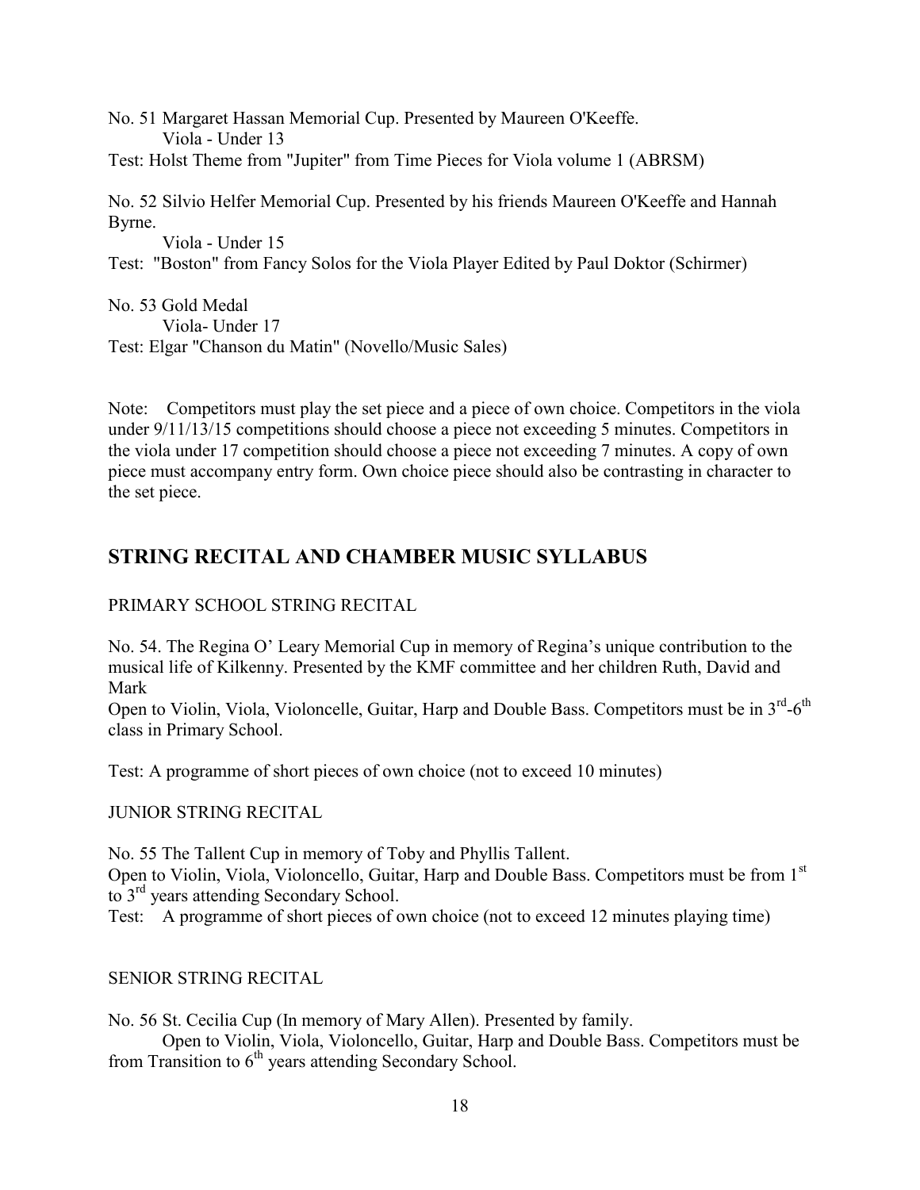No. 51 Margaret Hassan Memorial Cup. Presented by Maureen O'Keeffe.
Viola - Under 13
Test: Holst Theme from "Jupiter" from Time Pieces for Viola volume 1 (ABRSM)

No. 52 Silvio Helfer Memorial Cup. Presented by his friends Maureen O'Keeffe and Hannah Byrne.
Viola - Under 15
Test: "Boston" from Fancy Solos for the Viola Player Edited by Paul Doktor (Schirmer)

No. 53 Gold Medal
Viola- Under 17
Test: Elgar "Chanson du Matin" (Novello/Music Sales)

Note: Competitors must play the set piece and a piece of own choice. Competitors in the viola under 9/11/13/15 competitions should choose a piece not exceeding 5 minutes. Competitors in the viola under 17 competition should choose a piece not exceeding 7 minutes. A copy of own piece must accompany entry form. Own choice piece should also be contrasting in character to the set piece.

## STRING RECITAL AND CHAMBER MUSIC SYLLABUS

PRIMARY SCHOOL STRING RECITAL

No. 54. The Regina O' Leary Memorial Cup in memory of Regina's unique contribution to the musical life of Kilkenny. Presented by the KMF committee and her children Ruth, David and Mark
Open to Violin, Viola, Violoncelle, Guitar, Harp and Double Bass. Competitors must be in 3rd-6th class in Primary School.

Test: A programme of short pieces of own choice (not to exceed 10 minutes)

JUNIOR STRING RECITAL

No. 55 The Tallent Cup in memory of Toby and Phyllis Tallent.
Open to Violin, Viola, Violoncello, Guitar, Harp and Double Bass. Competitors must be from 1st to 3rd years attending Secondary School.
Test: A programme of short pieces of own choice (not to exceed 12 minutes playing time)

SENIOR STRING RECITAL

No. 56 St. Cecilia Cup (In memory of Mary Allen). Presented by family.
Open to Violin, Viola, Violoncello, Guitar, Harp and Double Bass. Competitors must be from Transition to 6th years attending Secondary School.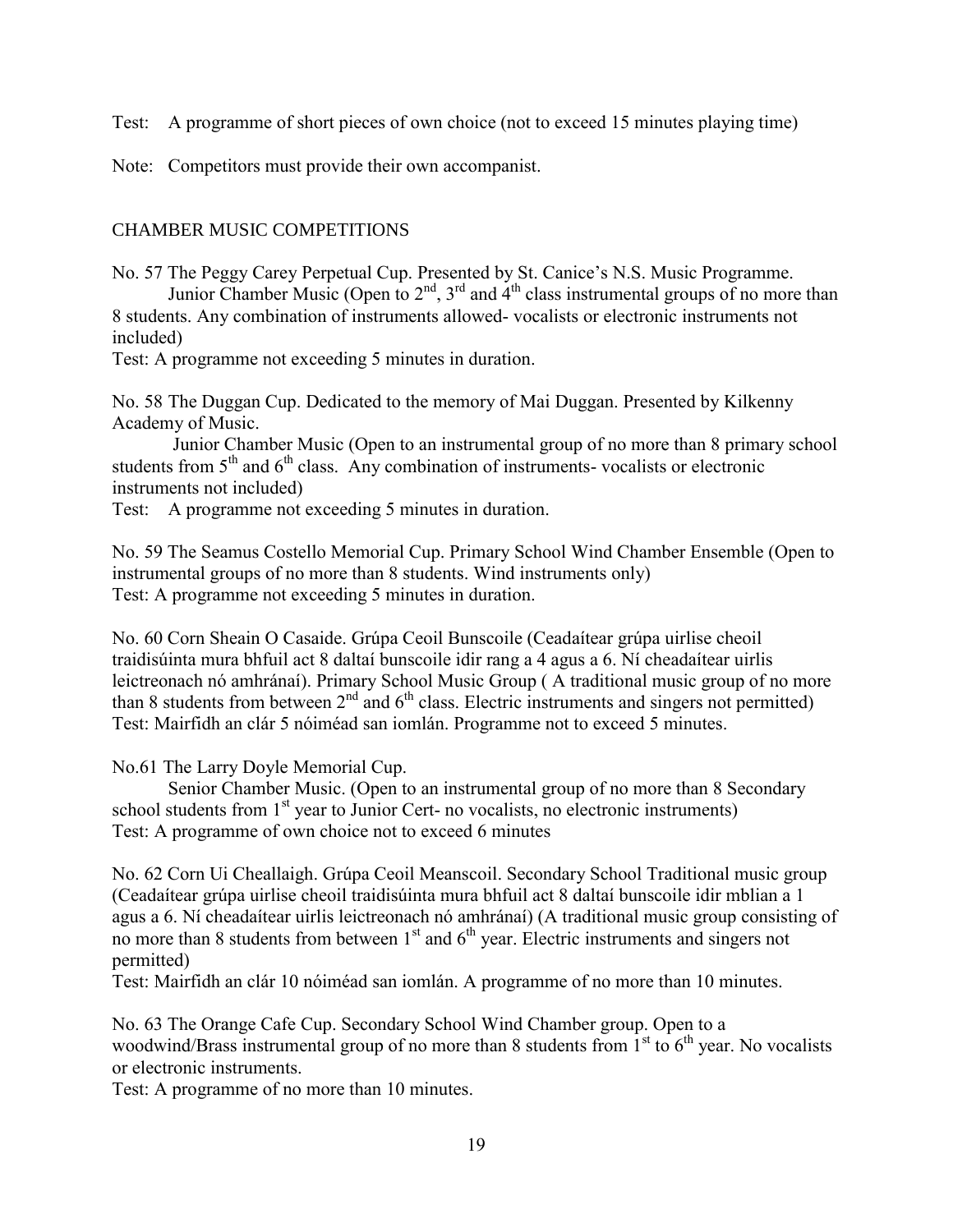Test: A programme of short pieces of own choice (not to exceed 15 minutes playing time)

Note: Competitors must provide their own accompanist.

## CHAMBER MUSIC COMPETITIONS

No. 57 The Peggy Carey Perpetual Cup. Presented by St. Canice's N.S. Music Programme.
Junior Chamber Music (Open to 2nd, 3rd and 4th class instrumental groups of no more than 8 students. Any combination of instruments allowed- vocalists or electronic instruments not included)
Test: A programme not exceeding 5 minutes in duration.

No. 58 The Duggan Cup. Dedicated to the memory of Mai Duggan. Presented by Kilkenny Academy of Music.
Junior Chamber Music (Open to an instrumental group of no more than 8 primary school students from 5th and 6th class. Any combination of instruments- vocalists or electronic instruments not included)
Test: A programme not exceeding 5 minutes in duration.

No. 59 The Seamus Costello Memorial Cup. Primary School Wind Chamber Ensemble (Open to instrumental groups of no more than 8 students. Wind instruments only)
Test: A programme not exceeding 5 minutes in duration.

No. 60 Corn Sheain O Casaide. Grúpa Ceoil Bunscoile (Ceadaítear grúpa uirlise cheoil traidisúinta mura bhfuil act 8 daltaí bunscoile idir rang a 4 agus a 6. Ní cheadaítear uirlis leictreonach nó amhránaí). Primary School Music Group ( A traditional music group of no more than 8 students from between 2nd and 6th class. Electric instruments and singers not permitted)
Test: Mairfidh an clár 5 nóiméad san iomlán. Programme not to exceed 5 minutes.

No.61 The Larry Doyle Memorial Cup.
Senior Chamber Music. (Open to an instrumental group of no more than 8 Secondary school students from 1st year to Junior Cert- no vocalists, no electronic instruments)
Test: A programme of own choice not to exceed 6 minutes

No. 62 Corn Ui Cheallaigh. Grúpa Ceoil Meanscoil. Secondary School Traditional music group (Ceadaítear grúpa uirlise cheoil traidisúinta mura bhfuil act 8 daltaí bunscoile idir mblian a 1 agus a 6. Ní cheadaítear uirlis leictreonach nó amhránaí) (A traditional music group consisting of no more than 8 students from between 1st and 6th year. Electric instruments and singers not permitted)
Test: Mairfidh an clár 10 nóiméad san iomlán. A programme of no more than 10 minutes.

No. 63 The Orange Cafe Cup. Secondary School Wind Chamber group. Open to a woodwind/Brass instrumental group of no more than 8 students from 1st to 6th year. No vocalists or electronic instruments.
Test: A programme of no more than 10 minutes.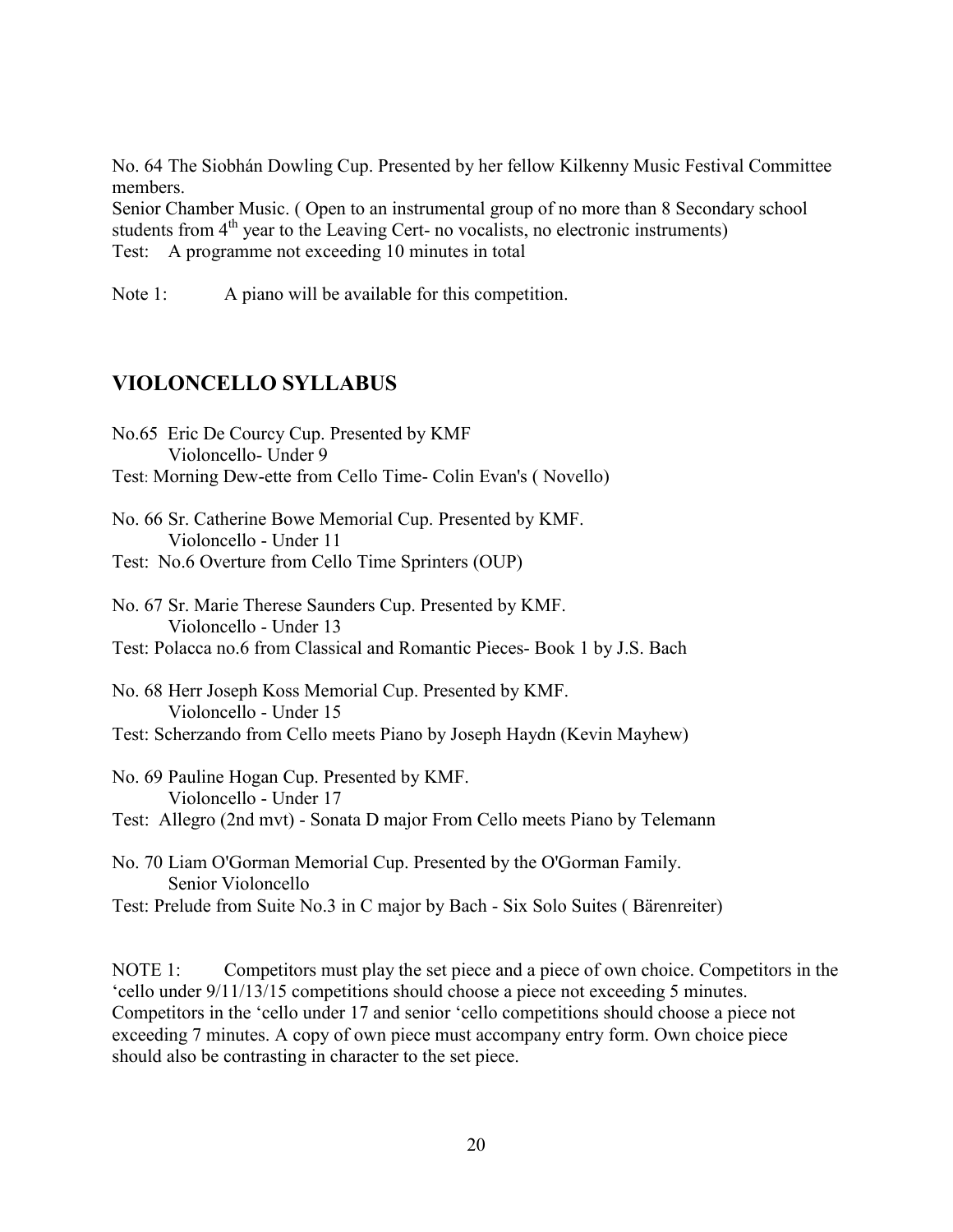No. 64 The Siobhán Dowling Cup. Presented by her fellow Kilkenny Music Festival Committee members.
Senior Chamber Music. ( Open to an instrumental group of no more than 8 Secondary school students from 4th year to the Leaving Cert- no vocalists, no electronic instruments)
Test: A programme not exceeding 10 minutes in total

Note 1: A piano will be available for this competition.

## VIOLONCELLO SYLLABUS

No.65 Eric De Courcy Cup. Presented by KMF
Violoncello- Under 9
Test: Morning Dew-ette from Cello Time- Colin Evan's ( Novello)

No. 66 Sr. Catherine Bowe Memorial Cup. Presented by KMF.
Violoncello - Under 11
Test: No.6 Overture from Cello Time Sprinters (OUP)

No. 67 Sr. Marie Therese Saunders Cup. Presented by KMF.
Violoncello - Under 13
Test: Polacca no.6 from Classical and Romantic Pieces- Book 1 by J.S. Bach

No. 68 Herr Joseph Koss Memorial Cup. Presented by KMF.
Violoncello - Under 15
Test: Scherzando from Cello meets Piano by Joseph Haydn (Kevin Mayhew)

No. 69 Pauline Hogan Cup. Presented by KMF.
Violoncello - Under 17
Test: Allegro (2nd mvt) - Sonata D major From Cello meets Piano by Telemann

No. 70 Liam O'Gorman Memorial Cup. Presented by the O'Gorman Family.
Senior Violoncello
Test: Prelude from Suite No.3 in C major by Bach - Six Solo Suites ( Bärenreiter)

NOTE 1: Competitors must play the set piece and a piece of own choice. Competitors in the 'cello under 9/11/13/15 competitions should choose a piece not exceeding 5 minutes. Competitors in the 'cello under 17 and senior 'cello competitions should choose a piece not exceeding 7 minutes. A copy of own piece must accompany entry form. Own choice piece should also be contrasting in character to the set piece.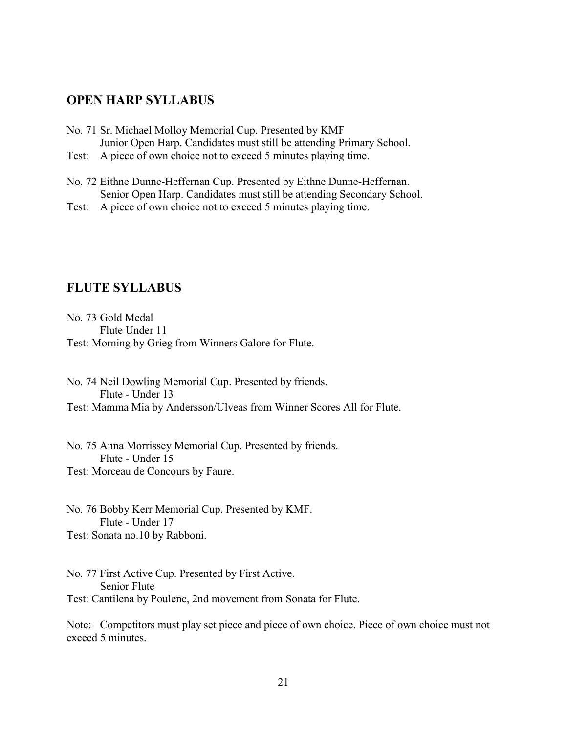## OPEN HARP SYLLABUS

No. 71 Sr. Michael Molloy Memorial Cup. Presented by KMF
Junior Open Harp. Candidates must still be attending Primary School.
Test: A piece of own choice not to exceed 5 minutes playing time.

No. 72 Eithne Dunne-Heffernan Cup. Presented by Eithne Dunne-Heffernan.
Senior Open Harp. Candidates must still be attending Secondary School.
Test: A piece of own choice not to exceed 5 minutes playing time.

## FLUTE SYLLABUS

No. 73 Gold Medal
Flute Under 11
Test: Morning by Grieg from Winners Galore for Flute.

No. 74 Neil Dowling Memorial Cup. Presented by friends.
Flute - Under 13
Test: Mamma Mia by Andersson/Ulveas from Winner Scores All for Flute.

No. 75 Anna Morrissey Memorial Cup. Presented by friends.
Flute - Under 15
Test: Morceau de Concours by Faure.

No. 76 Bobby Kerr Memorial Cup. Presented by KMF.
Flute - Under 17
Test: Sonata no.10 by Rabboni.

No. 77 First Active Cup. Presented by First Active.
Senior Flute
Test: Cantilena by Poulenc, 2nd movement from Sonata for Flute.

Note: Competitors must play set piece and piece of own choice. Piece of own choice must not exceed 5 minutes.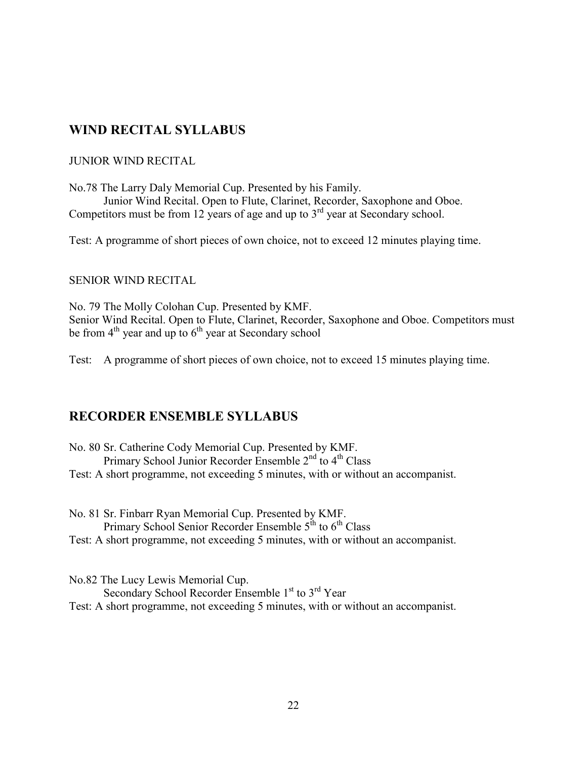## WIND RECITAL SYLLABUS

JUNIOR WIND RECITAL

No.78 The Larry Daly Memorial Cup. Presented by his Family.
Junior Wind Recital. Open to Flute, Clarinet, Recorder, Saxophone and Oboe.
Competitors must be from 12 years of age and up to 3rd year at Secondary school.

Test: A programme of short pieces of own choice, not to exceed 12 minutes playing time.

SENIOR WIND RECITAL

No. 79 The Molly Colohan Cup. Presented by KMF.
Senior Wind Recital. Open to Flute, Clarinet, Recorder, Saxophone and Oboe. Competitors must be from 4th year and up to 6th year at Secondary school

Test: A programme of short pieces of own choice, not to exceed 15 minutes playing time.

## RECORDER ENSEMBLE SYLLABUS

No. 80 Sr. Catherine Cody Memorial Cup. Presented by KMF.
Primary School Junior Recorder Ensemble 2nd to 4th Class
Test: A short programme, not exceeding 5 minutes, with or without an accompanist.

No. 81 Sr. Finbarr Ryan Memorial Cup. Presented by KMF.
Primary School Senior Recorder Ensemble 5th to 6th Class
Test: A short programme, not exceeding 5 minutes, with or without an accompanist.

No.82 The Lucy Lewis Memorial Cup.
Secondary School Recorder Ensemble 1st to 3rd Year
Test: A short programme, not exceeding 5 minutes, with or without an accompanist.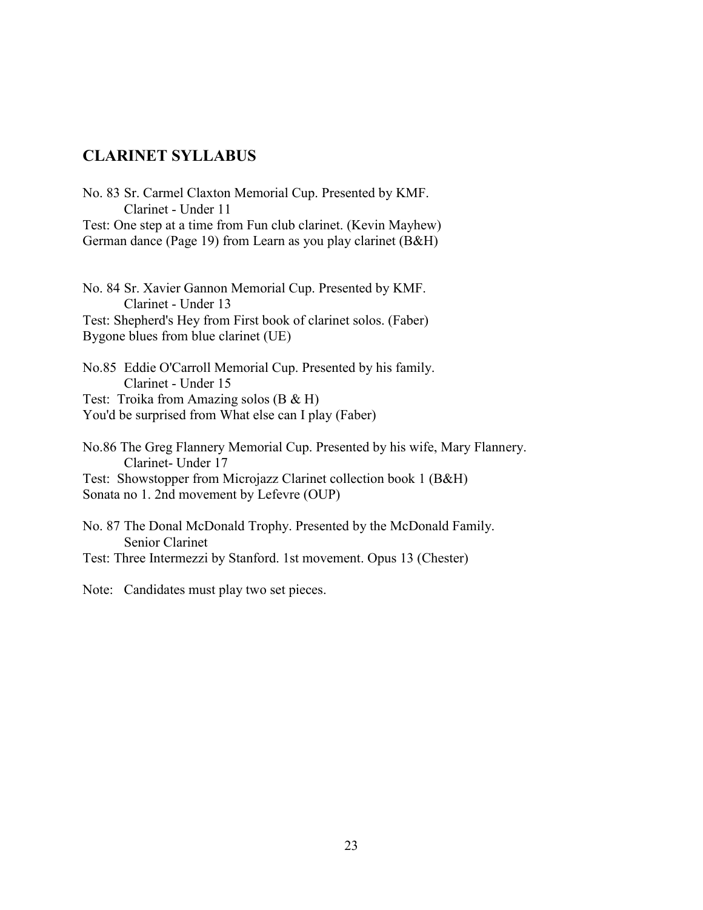## CLARINET SYLLABUS

No. 83 Sr. Carmel Claxton Memorial Cup. Presented by KMF.
Clarinet - Under 11
Test: One step at a time from Fun club clarinet. (Kevin Mayhew)
German dance (Page 19) from Learn as you play clarinet (B&H)

No. 84 Sr. Xavier Gannon Memorial Cup. Presented by KMF.
Clarinet - Under 13
Test: Shepherd's Hey from First book of clarinet solos. (Faber)
Bygone blues from blue clarinet (UE)

No.85 Eddie O'Carroll Memorial Cup. Presented by his family.
Clarinet - Under 15
Test: Troika from Amazing solos (B & H)
You'd be surprised from What else can I play (Faber)

No.86 The Greg Flannery Memorial Cup. Presented by his wife, Mary Flannery.
Clarinet- Under 17
Test: Showstopper from Microjazz Clarinet collection book 1 (B&H)
Sonata no 1. 2nd movement by Lefevre (OUP)

No. 87 The Donal McDonald Trophy. Presented by the McDonald Family.
Senior Clarinet
Test: Three Intermezzi by Stanford. 1st movement. Opus 13 (Chester)

Note: Candidates must play two set pieces.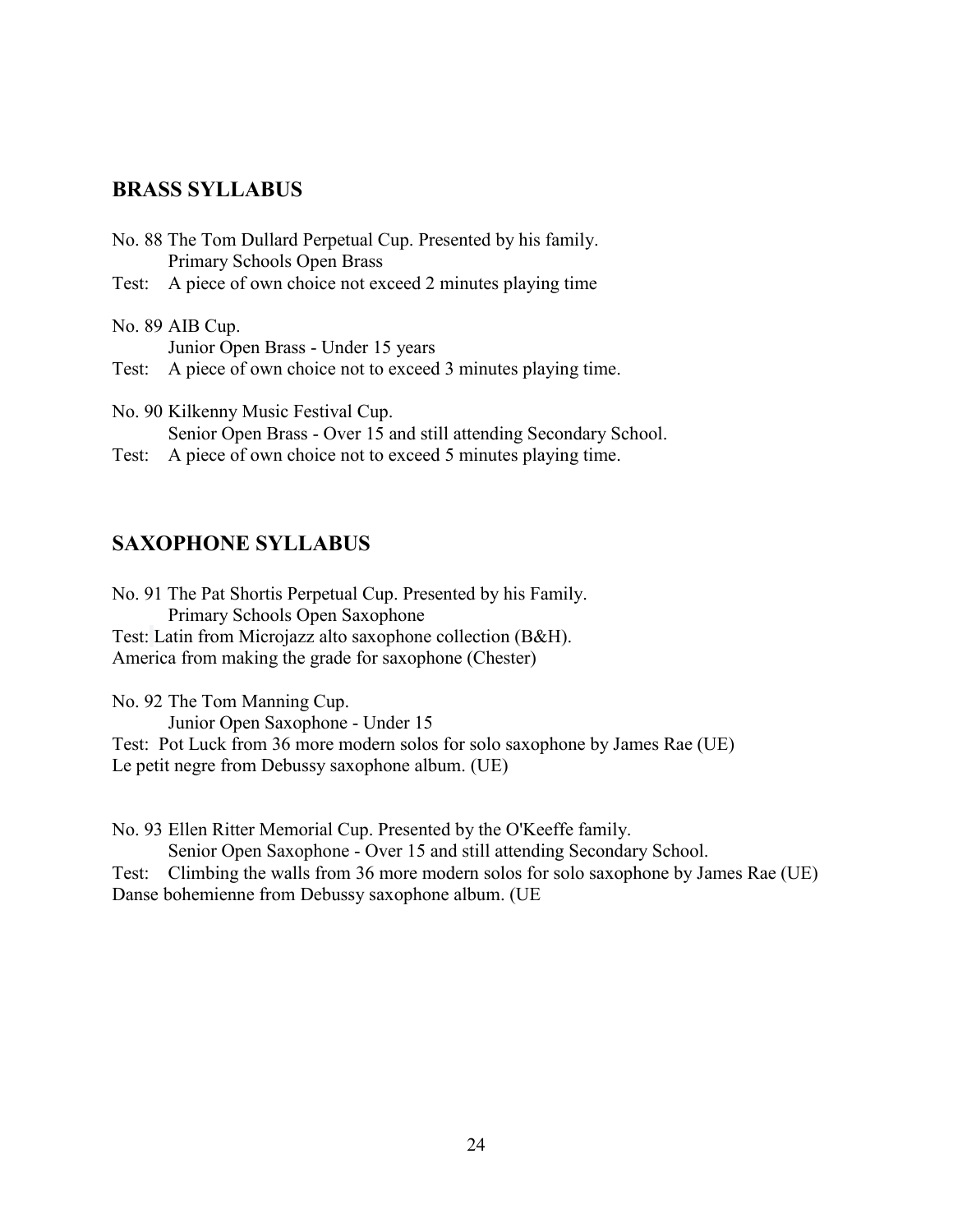## BRASS SYLLABUS

No. 88 The Tom Dullard Perpetual Cup. Presented by his family.
Primary Schools Open Brass
Test: A piece of own choice not exceed 2 minutes playing time

No. 89 AIB Cup.
Junior Open Brass - Under 15 years
Test: A piece of own choice not to exceed 3 minutes playing time.

No. 90 Kilkenny Music Festival Cup.
Senior Open Brass - Over 15 and still attending Secondary School.
Test: A piece of own choice not to exceed 5 minutes playing time.

## SAXOPHONE SYLLABUS

No. 91 The Pat Shortis Perpetual Cup. Presented by his Family.
Primary Schools Open Saxophone
Test: Latin from Microjazz alto saxophone collection (B&H).
America from making the grade for saxophone (Chester)

No. 92 The Tom Manning Cup.
Junior Open Saxophone - Under 15
Test: Pot Luck from 36 more modern solos for solo saxophone by James Rae (UE)
Le petit negre from Debussy saxophone album. (UE)

No. 93 Ellen Ritter Memorial Cup. Presented by the O'Keeffe family.
Senior Open Saxophone - Over 15 and still attending Secondary School.
Test: Climbing the walls from 36 more modern solos for solo saxophone by James Rae (UE)
Danse bohemienne from Debussy saxophone album. (UE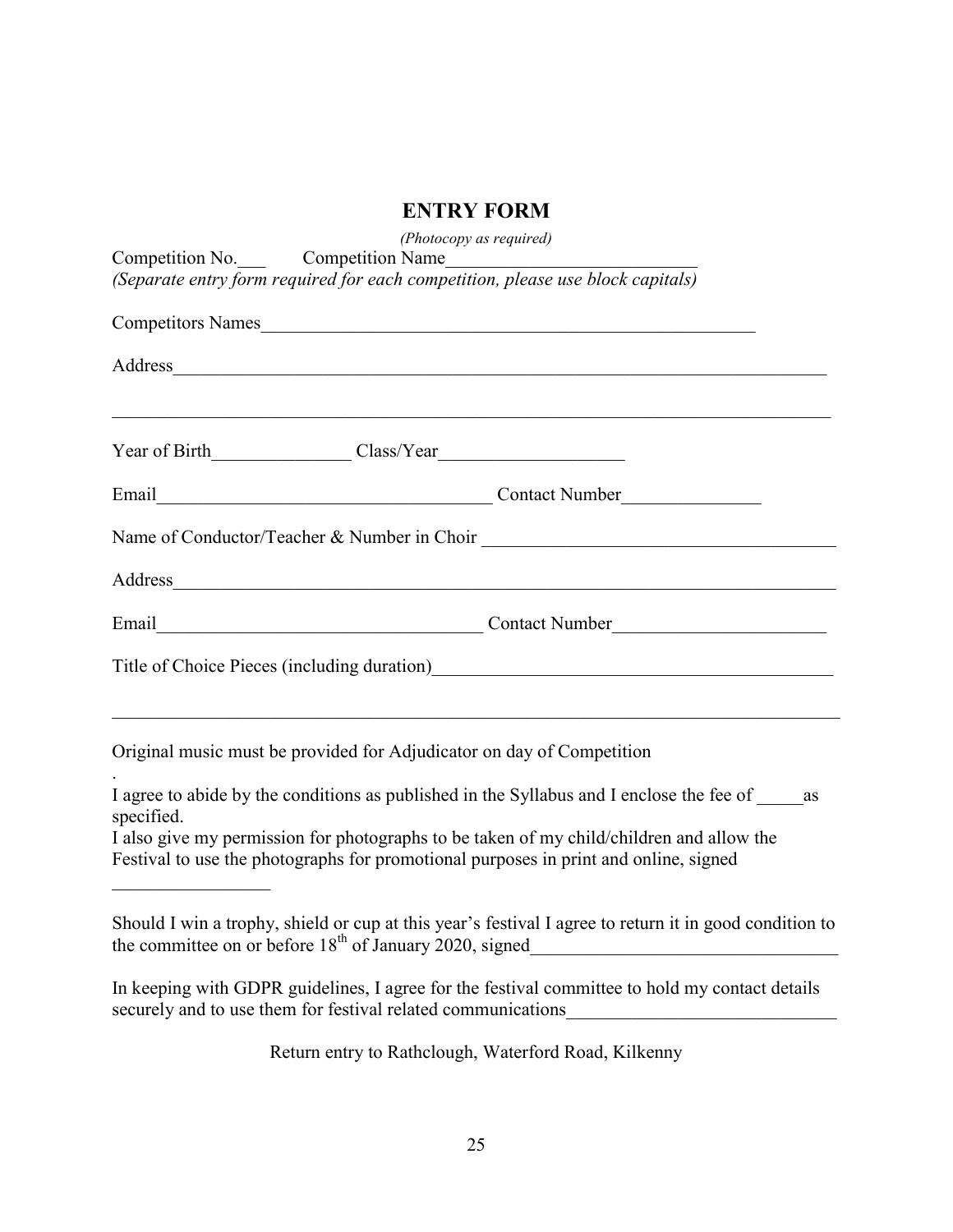# ENTRY FORM

*(Photocopy as required)*

Competition No.\_\_\_ Competition Name\_\_\_\_\_\_\_\_\_\_\_\_\_\_\_\_\_\_\_\_\_\_\_\_\_\_\_\_

*(Separate entry form required for each competition, please use block capitals)*

Competitors Names\_\_\_\_\_\_\_\_\_\_\_\_\_\_\_\_\_\_\_\_\_\_\_\_\_\_\_\_\_\_\_\_\_\_\_\_\_\_\_\_\_\_\_\_\_\_\_\_\_\_\_\_\_\_

Address\_\_\_\_\_\_\_\_\_\_\_\_\_\_\_\_\_\_\_\_\_\_\_\_\_\_\_\_\_\_\_\_\_\_\_\_\_\_\_\_\_\_\_\_\_\_\_\_\_\_\_\_\_\_\_\_\_\_\_\_\_\_\_\_\_\_\_\_\_\_

\_\_\_\_\_\_\_\_\_\_\_\_\_\_\_\_\_\_\_\_\_\_\_\_\_\_\_\_\_\_\_\_\_\_\_\_\_\_\_\_\_\_\_\_\_\_\_\_\_\_\_\_\_\_\_\_\_\_\_\_\_\_\_\_\_\_\_\_\_\_\_\_\_\_\_\_\_\_

Year of Birth\_\_\_\_\_\_\_\_\_\_\_\_\_\_\_ Class/Year\_\_\_\_\_\_\_\_\_\_\_\_\_\_\_\_\_\_\_\_

Email\_\_\_\_\_\_\_\_\_\_\_\_\_\_\_\_\_\_\_\_\_\_\_\_\_\_\_\_\_\_\_\_\_\_\_\_\_ Contact Number\_\_\_\_\_\_\_\_\_\_\_\_\_\_\_

Name of Conductor/Teacher & Number in Choir \_\_\_\_\_\_\_\_\_\_\_\_\_\_\_\_\_\_\_\_\_\_\_\_\_\_\_\_\_\_\_\_\_\_\_\_\_\_

Address\_\_\_\_\_\_\_\_\_\_\_\_\_\_\_\_\_\_\_\_\_\_\_\_\_\_\_\_\_\_\_\_\_\_\_\_\_\_\_\_\_\_\_\_\_\_\_\_\_\_\_\_\_\_\_\_\_\_\_\_\_\_\_\_\_\_\_\_\_\_

Email\_\_\_\_\_\_\_\_\_\_\_\_\_\_\_\_\_\_\_\_\_\_\_\_\_\_\_\_\_\_\_\_\_\_\_\_ Contact Number\_\_\_\_\_\_\_\_\_\_\_\_\_\_\_\_\_\_\_\_\_\_\_

Title of Choice Pieces (including duration)\_\_\_\_\_\_\_\_\_\_\_\_\_\_\_\_\_\_\_\_\_\_\_\_\_\_\_\_\_\_\_\_\_\_\_\_\_\_\_\_\_\_\_

\_\_\_\_\_\_\_\_\_\_\_\_\_\_\_\_\_\_\_\_\_\_\_\_\_\_\_\_\_\_\_\_\_\_\_\_\_\_\_\_\_\_\_\_\_\_\_\_\_\_\_\_\_\_\_\_\_\_\_\_\_\_\_\_\_\_\_\_\_\_\_\_\_\_\_\_\_\_

Original music must be provided for Adjudicator on day of Competition

.

I agree to abide by the conditions as published in the Syllabus and I enclose the fee of \_\_\_\_\_as specified.
I also give my permission for photographs to be taken of my child/children and allow the Festival to use the photographs for promotional purposes in print and online, signed

\_\_\_\_\_\_\_\_\_\_\_\_\_\_\_\_\_

Should I win a trophy, shield or cup at this year's festival I agree to return it in good condition to the committee on or before 18th of January 2020, signed\_\_\_\_\_\_\_\_\_\_\_\_\_\_\_\_\_\_\_\_\_\_\_\_\_\_\_\_\_\_\_\_\_

In keeping with GDPR guidelines, I agree for the festival committee to hold my contact details securely and to use them for festival related communications\_\_\_\_\_\_\_\_\_\_\_\_\_\_\_\_\_\_\_\_\_\_\_\_\_\_\_\_\_\_

Return entry to Rathclough, Waterford Road, Kilkenny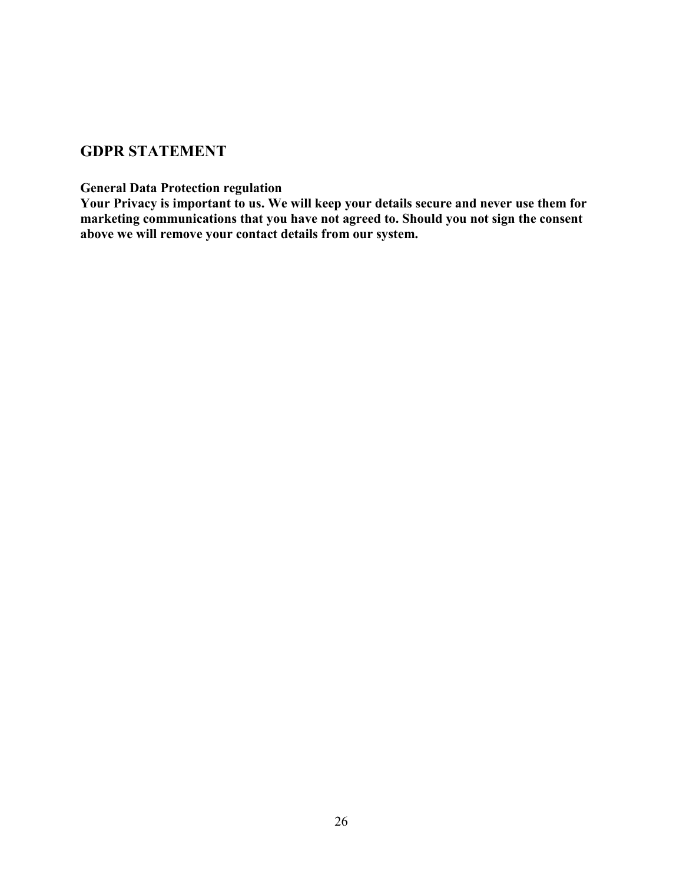## GDPR STATEMENT

**General Data Protection regulation**
**Your Privacy is important to us. We will keep your details secure and never use them for marketing communications that you have not agreed to. Should you not sign the consent above we will remove your contact details from our system.**